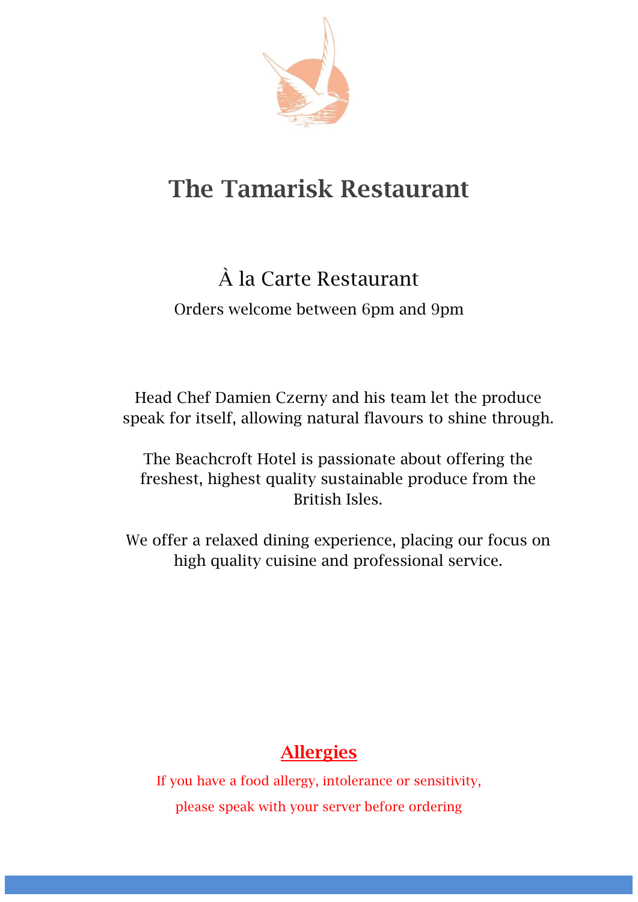# The Tamarisk Restaurant

## À la Carte Restaurant

Orders welcome between 6pm and 9pm

Head Chef Damien Czerny and his team let the produce speak for itself, allowing natural flavours to shine through.

The Beachcroft Hotel is passionate about offering the freshest, highest quality sustainable produce from the British Isles.

We offer a relaxed dining experience, placing our focus on high quality cuisine and professional service.

### Allergies

If you have a food allergy, intolerance or sensitivity, please speak with your server before ordering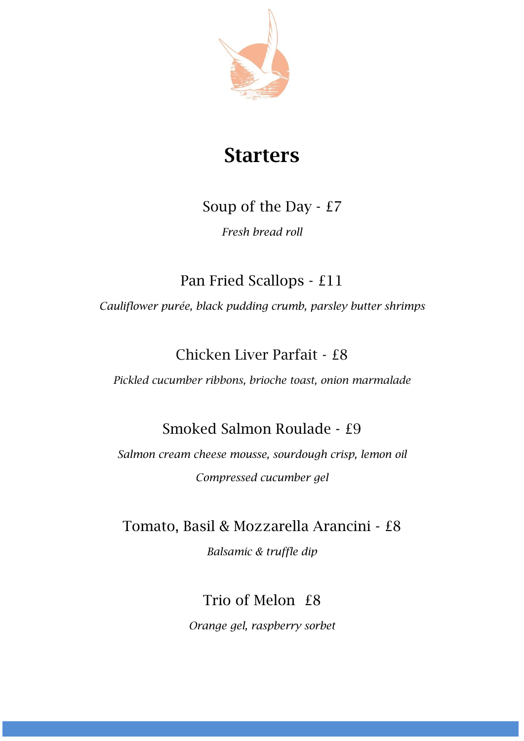# Starters

Soup of the Day - £7

*Fresh bread roll*

Pan Fried Scallops - £11

*Cauliflower purée, black pudding crumb, parsley butter shrimps*

Chicken Liver Parfait - £8

*Pickled cucumber ribbons, brioche toast, onion marmalade*

Smoked Salmon Roulade - £9

*Salmon cream cheese mousse, sourdough crisp, lemon oil*

*Compressed cucumber gel*

Tomato, Basil & Mozzarella Arancini - £8

*Balsamic & truffle dip*

Trio of Melon £8

*Orange gel, raspberry sorbet*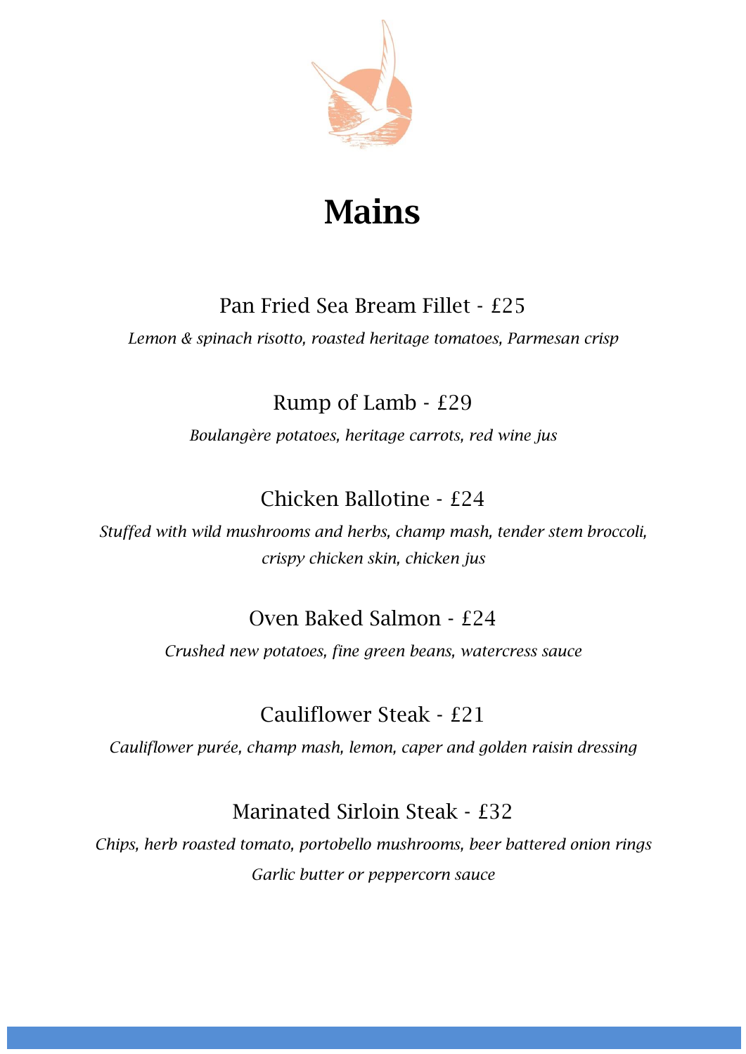# Mains

Pan Fried Sea Bream Fillet - £25

*Lemon & spinach risotto, roasted heritage tomatoes, Parmesan crisp*

Rump of Lamb - £29

*Boulangère potatoes, heritage carrots, red wine jus*

Chicken Ballotine - £24

*Stuffed with wild mushrooms and herbs, champ mash, tender stem broccoli, crispy chicken skin, chicken jus*

Oven Baked Salmon - £24

*Crushed new potatoes, fine green beans, watercress sauce*

Cauliflower Steak - £21

*Cauliflower purée, champ mash, lemon, caper and golden raisin dressing*

Marinated Sirloin Steak - £32

*Chips, herb roasted tomato, portobello mushrooms, beer battered onion rings*

*Garlic butter or peppercorn sauce*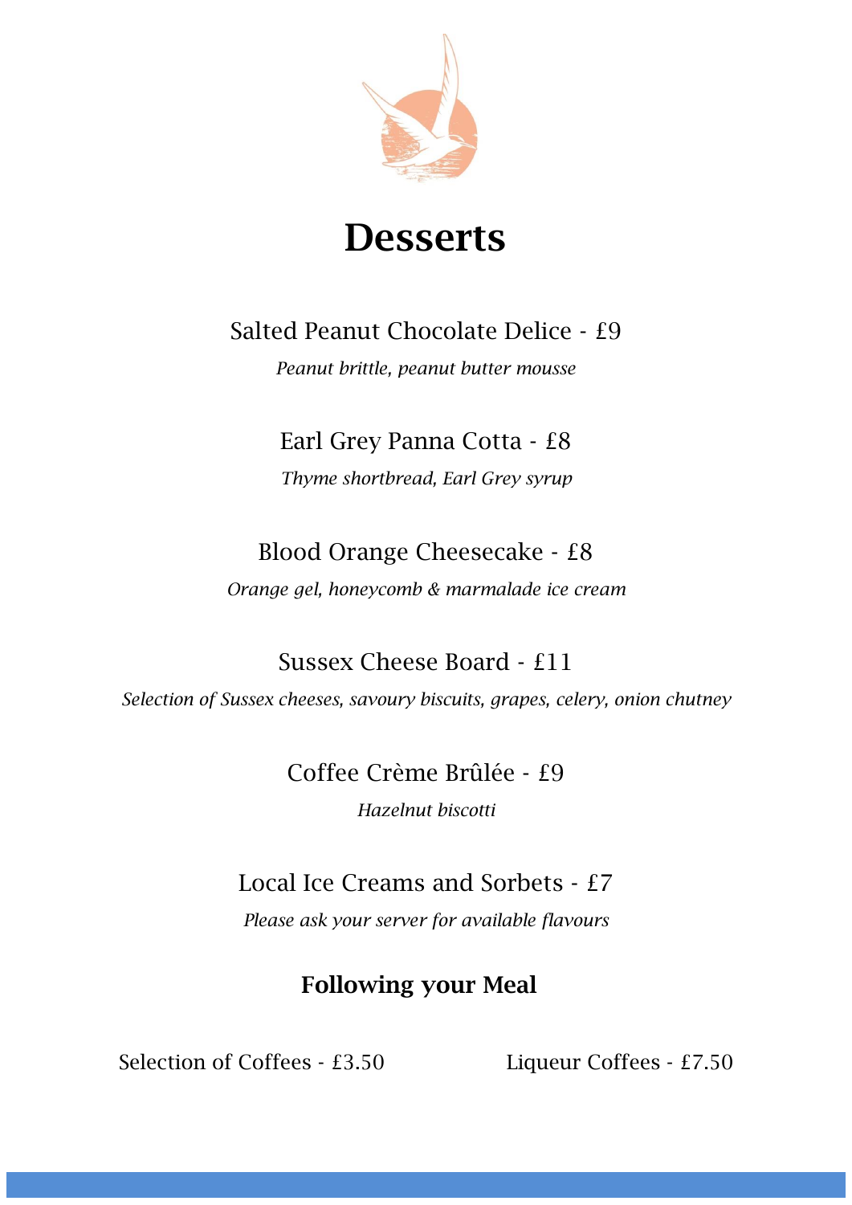# Desserts

Salted Peanut Chocolate Delice - £9

*Peanut brittle, peanut butter mousse*

Earl Grey Panna Cotta - £8

*Thyme shortbread, Earl Grey syrup*

Blood Orange Cheesecake - £8

*Orange gel, honeycomb & marmalade ice cream*

Sussex Cheese Board - £11

*Selection of Sussex cheeses, savoury biscuits, grapes, celery, onion chutney*

Coffee Crème Brûlée - £9

*Hazelnut biscotti*

Local Ice Creams and Sorbets - £7

*Please ask your server for available flavours*

## Following your Meal

Selection of Coffees - £3.50

Liqueur Coffees - £7.50